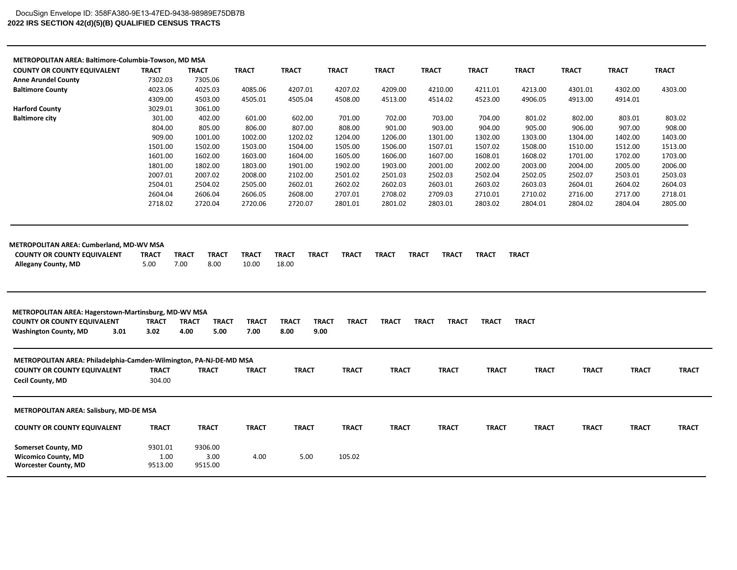2022 IRS SECTION 42(d)(5)(B) QUALIFIED CENSUS TRACTS

**METROPOLITAN AREA: Baltimore-Columbia-Towson, MD MSA**

| COUNTY OR COUNTY EQUIVALENT | TRACT | TRACT | TRACT | TRACT | TRACT | TRACT | TRACT | TRACT | TRACT | TRACT | TRACT | TRACT |
|---|---|---|---|---|---|---|---|---|---|---|---|---|
| Anne Arundel County | 7302.03 | 7305.06 | | | | | | | | | | |
| Baltimore County | 4023.06 | 4025.03 | 4085.06 | 4207.01 | 4207.02 | 4209.00 | 4210.00 | 4211.01 | 4213.00 | 4301.01 | 4302.00 | 4303.00 |
| | 4309.00 | 4503.00 | 4505.01 | 4505.04 | 4508.00 | 4513.00 | 4514.02 | 4523.00 | 4906.05 | 4913.00 | 4914.01 | |
| Harford County | 3029.01 | 3061.00 | | | | | | | | | | |
| Baltimore city | 301.00 | 402.00 | 601.00 | 602.00 | 701.00 | 702.00 | 703.00 | 704.00 | 801.02 | 802.00 | 803.01 | 803.02 |
| | 804.00 | 805.00 | 806.00 | 807.00 | 808.00 | 901.00 | 903.00 | 904.00 | 905.00 | 906.00 | 907.00 | 908.00 |
| | 909.00 | 1001.00 | 1002.00 | 1202.02 | 1204.00 | 1206.00 | 1301.00 | 1302.00 | 1303.00 | 1304.00 | 1402.00 | 1403.00 |
| | 1501.00 | 1502.00 | 1503.00 | 1504.00 | 1505.00 | 1506.00 | 1507.01 | 1507.02 | 1508.00 | 1510.00 | 1512.00 | 1513.00 |
| | 1601.00 | 1602.00 | 1603.00 | 1604.00 | 1605.00 | 1606.00 | 1607.00 | 1608.01 | 1608.02 | 1701.00 | 1702.00 | 1703.00 |
| | 1801.00 | 1802.00 | 1803.00 | 1901.00 | 1902.00 | 1903.00 | 2001.00 | 2002.00 | 2003.00 | 2004.00 | 2005.00 | 2006.00 |
| | 2007.01 | 2007.02 | 2008.00 | 2102.00 | 2501.02 | 2501.03 | 2502.03 | 2502.04 | 2502.05 | 2502.07 | 2503.01 | 2503.03 |
| | 2504.01 | 2504.02 | 2505.00 | 2602.01 | 2602.02 | 2602.03 | 2603.01 | 2603.02 | 2603.03 | 2604.01 | 2604.02 | 2604.03 |
| | 2604.04 | 2606.04 | 2606.05 | 2608.00 | 2707.01 | 2708.02 | 2709.03 | 2710.01 | 2710.02 | 2716.00 | 2717.00 | 2718.01 |
| | 2718.02 | 2720.04 | 2720.06 | 2720.07 | 2801.01 | 2801.02 | 2803.01 | 2803.02 | 2804.01 | 2804.02 | 2804.04 | 2805.00 |

**METROPOLITAN AREA: Cumberland, MD-WV MSA**

| COUNTY OR COUNTY EQUIVALENT | TRACT | TRACT | TRACT | TRACT | TRACT | TRACT | TRACT | TRACT | TRACT | TRACT | TRACT | TRACT |
|---|---|---|---|---|---|---|---|---|---|---|---|---|
| Allegany County, MD | 5.00 | 7.00 | 8.00 | 10.00 | 18.00 | | | | | | | |

**METROPOLITAN AREA: Hagerstown-Martinsburg, MD-WV MSA**

| COUNTY OR COUNTY EQUIVALENT | | TRACT | TRACT | TRACT | TRACT | TRACT | TRACT | TRACT | TRACT | TRACT | TRACT | TRACT | TRACT |
|---|---|---|---|---|---|---|---|---|---|---|---|---|---|
| Washington County, MD | 3.01 | 3.02 | 4.00 | 5.00 | 7.00 | 8.00 | 9.00 | | | | | | |

**METROPOLITAN AREA: Philadelphia-Camden-Wilmington, PA-NJ-DE-MD MSA**

| COUNTY OR COUNTY EQUIVALENT | TRACT | TRACT | TRACT | TRACT | TRACT | TRACT | TRACT | TRACT | TRACT | TRACT | TRACT | TRACT |
|---|---|---|---|---|---|---|---|---|---|---|---|---|
| Cecil County, MD | 304.00 | | | | | | | | | | | |

**METROPOLITAN AREA: Salisbury, MD-DE MSA**

| COUNTY OR COUNTY EQUIVALENT | TRACT | TRACT | TRACT | TRACT | TRACT | TRACT | TRACT | TRACT | TRACT | TRACT | TRACT | TRACT |
|---|---|---|---|---|---|---|---|---|---|---|---|---|
| Somerset County, MD | 9301.01 | 9306.00 | | | | | | | | | | |
| Wicomico County, MD | 1.00 | 3.00 | 4.00 | 5.00 | 105.02 | | | | | | | |
| Worcester County, MD | 9513.00 | 9515.00 | | | | | | | | | | |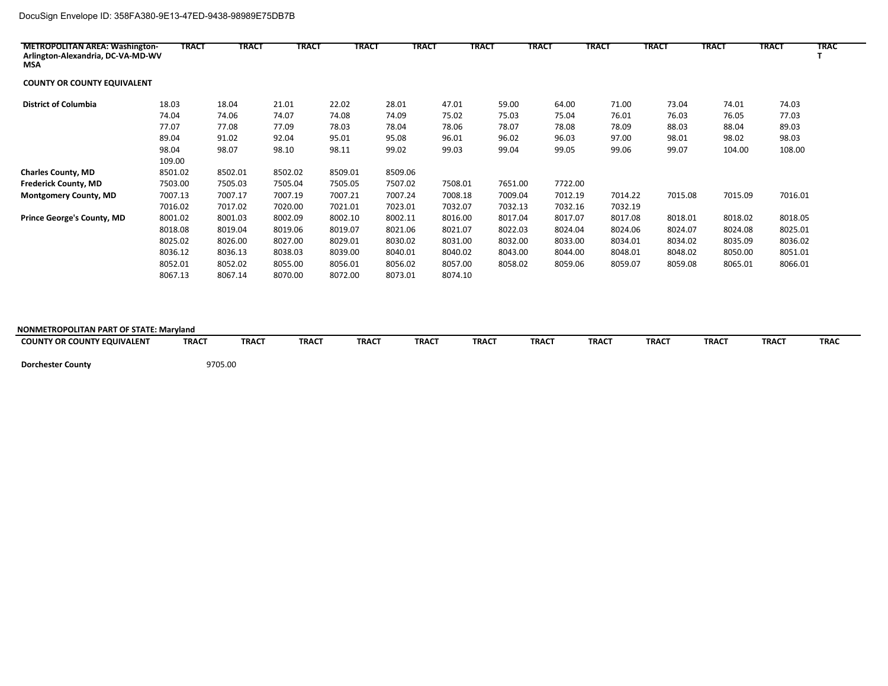| METROPOLITAN AREA: Washington-Arlington-Alexandria, DC-VA-MD-WV MSA | TRACT | TRACT | TRACT | TRACT | TRACT | TRACT | TRACT | TRACT | TRACT | TRACT | TRACT | TRACT |
|---|---|---|---|---|---|---|---|---|---|---|---|---|
| **COUNTY OR COUNTY EQUIVALENT** | | | | | | | | | | | | |
| **District of Columbia** | 18.03 | 18.04 | 21.01 | 22.02 | 28.01 | 47.01 | 59.00 | 64.00 | 71.00 | 73.04 | 74.01 | 74.03 |
| | 74.04 | 74.06 | 74.07 | 74.08 | 74.09 | 75.02 | 75.03 | 75.04 | 76.01 | 76.03 | 76.05 | 77.03 |
| | 77.07 | 77.08 | 77.09 | 78.03 | 78.04 | 78.06 | 78.07 | 78.08 | 78.09 | 88.03 | 88.04 | 89.03 |
| | 89.04 | 91.02 | 92.04 | 95.01 | 95.08 | 96.01 | 96.02 | 96.03 | 97.00 | 98.01 | 98.02 | 98.03 |
| | 98.04 | 98.07 | 98.10 | 98.11 | 99.02 | 99.03 | 99.04 | 99.05 | 99.06 | 99.07 | 104.00 | 108.00 |
| | 109.00 | | | | | | | | | | | |
| **Charles County, MD** | 8501.02 | 8502.01 | 8502.02 | 8509.01 | 8509.06 | | | | | | | |
| **Frederick County, MD** | 7503.00 | 7505.03 | 7505.04 | 7505.05 | 7507.02 | 7508.01 | 7651.00 | 7722.00 | | | | |
| **Montgomery County, MD** | 7007.13 | 7007.17 | 7007.19 | 7007.21 | 7007.24 | 7008.18 | 7009.04 | 7012.19 | 7014.22 | 7015.08 | 7015.09 | 7016.01 |
| | 7016.02 | 7017.02 | 7020.00 | 7021.01 | 7023.01 | 7032.07 | 7032.13 | 7032.16 | 7032.19 | | | |
| **Prince George's County, MD** | 8001.02 | 8001.03 | 8002.09 | 8002.10 | 8002.11 | 8016.00 | 8017.04 | 8017.07 | 8017.08 | 8018.01 | 8018.02 | 8018.05 |
| | 8018.08 | 8019.04 | 8019.06 | 8019.07 | 8021.06 | 8021.07 | 8022.03 | 8024.04 | 8024.06 | 8024.07 | 8024.08 | 8025.01 |
| | 8025.02 | 8026.00 | 8027.00 | 8029.01 | 8030.02 | 8031.00 | 8032.00 | 8033.00 | 8034.01 | 8034.02 | 8035.09 | 8036.02 |
| | 8036.12 | 8036.13 | 8038.03 | 8039.00 | 8040.01 | 8040.02 | 8043.00 | 8044.00 | 8048.01 | 8048.02 | 8050.00 | 8051.01 |
| | 8052.01 | 8052.02 | 8055.00 | 8056.01 | 8056.02 | 8057.00 | 8058.02 | 8059.06 | 8059.07 | 8059.08 | 8065.01 | 8066.01 |
| | 8067.13 | 8067.14 | 8070.00 | 8072.00 | 8073.01 | 8074.10 | | | | | | |

**NONMETROPOLITAN PART OF STATE: Maryland**

| COUNTY OR COUNTY EQUIVALENT | TRACT | TRACT | TRACT | TRACT | TRACT | TRACT | TRACT | TRACT | TRACT | TRACT | TRACT | TRAC |
|---|---|---|---|---|---|---|---|---|---|---|---|---|
| **Dorchester County** | 9705.00 | | | | | | | | | | | |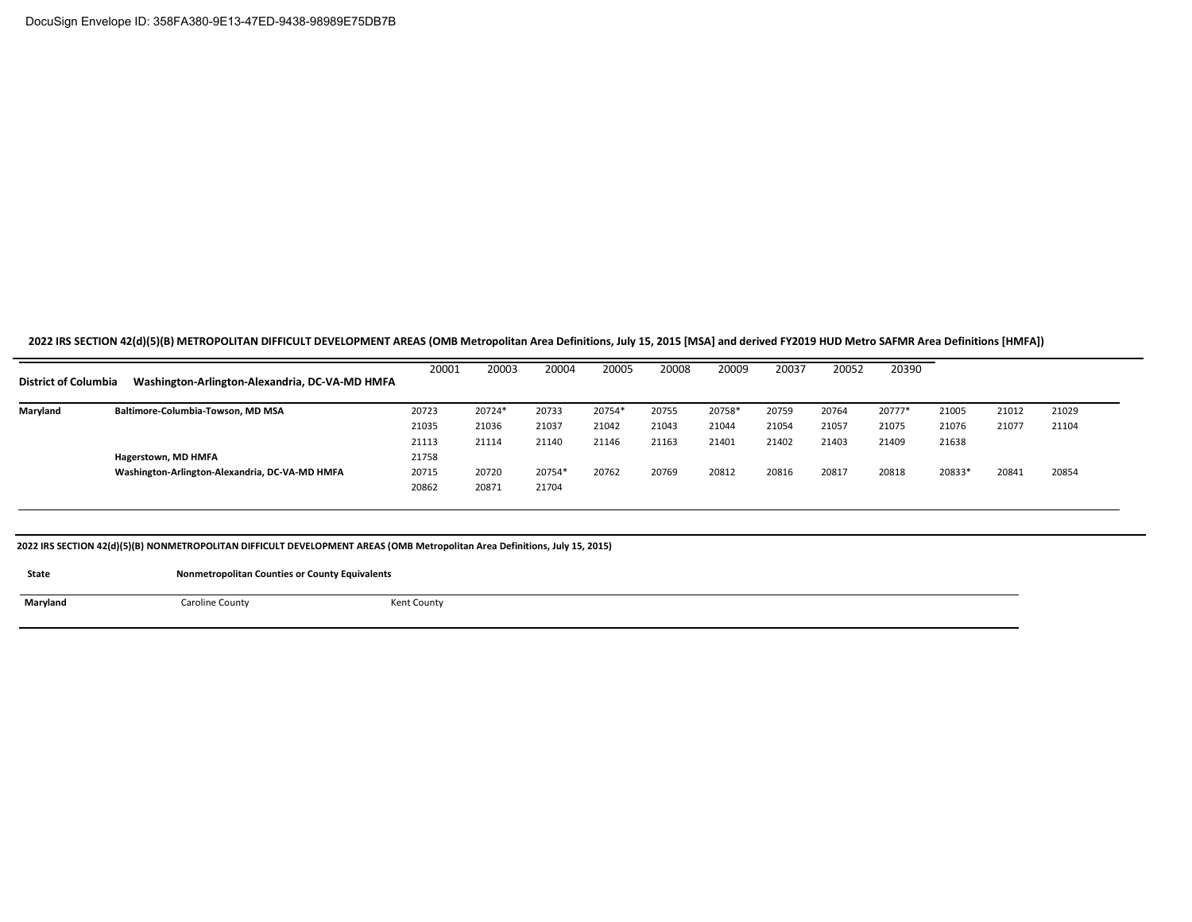DocuSign Envelope ID: 358FA380-9E13-47ED-9438-98989E75DB7B

**2022 IRS SECTION 42(d)(5)(B) METROPOLITAN DIFFICULT DEVELOPMENT AREAS (OMB Metropolitan Area Definitions, July 15, 2015 [MSA] and derived FY2019 HUD Metro SAFMR Area Definitions [HMFA])**

| | | | | | | | | | | | | | |
|---|---|---|---|---|---|---|---|---|---|---|---|---|---|
| **District of Columbia** | **Washington-Arlington-Alexandria, DC-VA-MD HMFA** | 20001 | 20003 | 20004 | 20005 | 20008 | 20009 | 20037 | 20052 | 20390 | | | |
| **Maryland** | **Baltimore-Columbia-Towson, MD MSA** | 20723 | 20724* | 20733 | 20754* | 20755 | 20758* | 20759 | 20764 | 20777* | 21005 | 21012 | 21029 |
| | | 21035 | 21036 | 21037 | 21042 | 21043 | 21044 | 21054 | 21057 | 21075 | 21076 | 21077 | 21104 |
| | | 21113 | 21114 | 21140 | 21146 | 21163 | 21401 | 21402 | 21403 | 21409 | 21638 | | |
| | **Hagerstown, MD HMFA** | 21758 | | | | | | | | | | | |
| | **Washington-Arlington-Alexandria, DC-VA-MD HMFA** | 20715 | 20720 | 20754* | 20762 | 20769 | 20812 | 20816 | 20817 | 20818 | 20833* | 20841 | 20854 |
| | | 20862 | 20871 | 21704 | | | | | | | | | |

**2022 IRS SECTION 42(d)(5)(B) NONMETROPOLITAN DIFFICULT DEVELOPMENT AREAS (OMB Metropolitan Area Definitions, July 15, 2015)**

| **State** | **Nonmetropolitan Counties or County Equivalents** | |
|---|---|---|
| **Maryland** | Caroline County | Kent County |